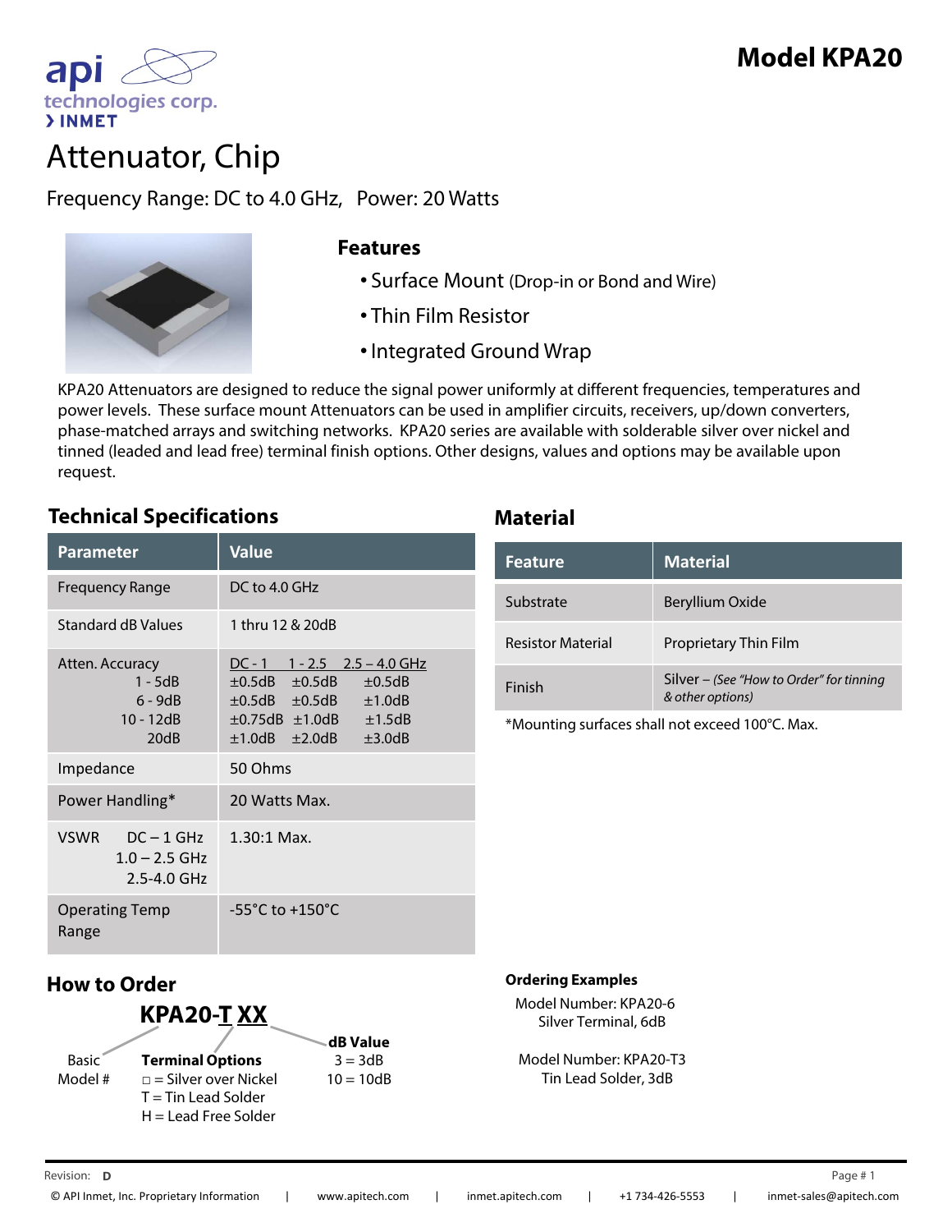# Model KPA20

api technologies corp.
› INMET

# Attenuator, Chip

Frequency Range: DC to 4.0 GHz, Power: 20 Watts

## Features

- Surface Mount (Drop-in or Bond and Wire)
- Thin Film Resistor
- Integrated Ground Wrap

KPA20 Attenuators are designed to reduce the signal power uniformly at different frequencies, temperatures and power levels. These surface mount Attenuators can be used in amplifier circuits, receivers, up/down converters, phase-matched arrays and switching networks. KPA20 series are available with solderable silver over nickel and tinned (leaded and lead free) terminal finish options. Other designs, values and options may be available upon request.

## Technical Specifications

| Parameter | Value |
|---|---|
| Frequency Range | DC to 4.0 GHz |
| Standard dB Values | 1 thru 12 & 20dB |
| Atten. Accuracy | DC - 1 / 1 - 2.5 / 2.5 – 4.0 GHz |
| 1 - 5dB | ±0.5dB / ±0.5dB / ±0.5dB |
| 6 - 9dB | ±0.5dB / ±0.5dB / ±1.0dB |
| 10 - 12dB | ±0.75dB / ±1.0dB / ±1.5dB |
| 20dB | ±1.0dB / ±2.0dB / ±3.0dB |
| Impedance | 50 Ohms |
| Power Handling* | 20 Watts Max. |
| VSWR DC – 1 GHz, 1.0 – 2.5 GHz, 2.5-4.0 GHz | 1.30:1 Max. |
| Operating Temp Range | -55°C to +150°C |

## Material

| Feature | Material |
|---|---|
| Substrate | Beryllium Oxide |
| Resistor Material | Proprietary Thin Film |
| Finish | Silver – *(See "How to Order" for tinning & other options)* |

*Mounting surfaces shall not exceed 100°C. Max.

## How to Order

**KPA20-T XX**

- Basic Model #: KPA20
- **Terminal Options**
  - □ = Silver over Nickel
  - T = Tin Lead Solder
  - H = Lead Free Solder
- **dB Value**
  - 3 = 3dB
  - 10 = 10dB

**Ordering Examples**

Model Number: KPA20-6
Silver Terminal, 6dB

Model Number: KPA20-T3
Tin Lead Solder, 3dB

Revision: **D**

© API Inmet, Inc. Proprietary Information | www.apitech.com | inmet.apitech.com | +1 734-426-5553 | inmet-sales@apitech.com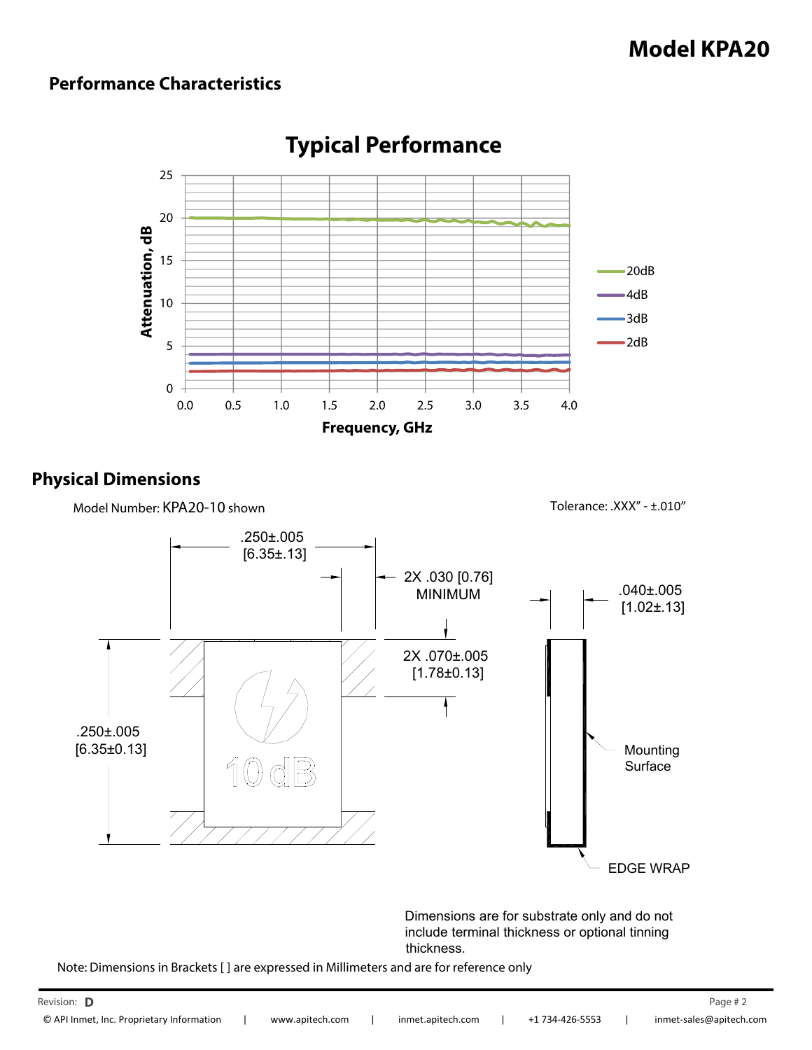# Model KPA20

## Performance Characteristics

**Typical Performance**

Attenuation, dB

25
20
15
10
5
0

0.0 0.5 1.0 1.5 2.0 2.5 3.0 3.5 4.0

Frequency, GHz

20dB
4dB
3dB
2dB

## Physical Dimensions

Model Number: KPA20-10 shown

Tolerance: .XXX" - ±.010"

.250±.005
[6.35±.13]

2X .030 [0.76]
MINIMUM

.040±.005
[1.02±.13]

2X .070±.005
[1.78±0.13]

.250±.005
[6.35±0.13]

10 dB

Mounting Surface

EDGE WRAP

Dimensions are for substrate only and do not include terminal thickness or optional tinning thickness.

Note: Dimensions in Brackets [ ] are expressed in Millimeters and are for reference only

Revision: D

© API Inmet, Inc. Proprietary Information | www.apitech.com | inmet.apitech.com | +1 734-426-5553 | inmet-sales@apitech.com